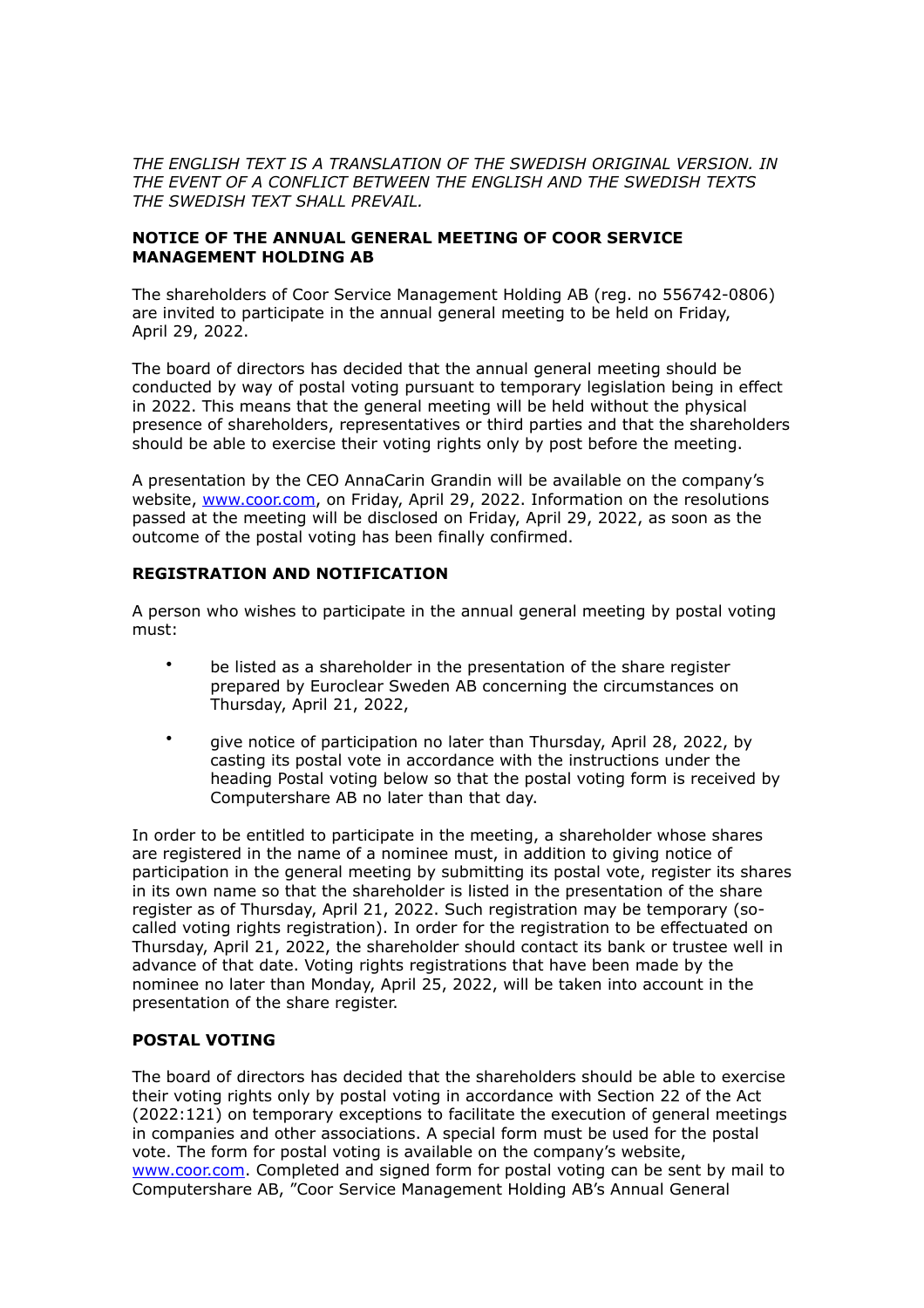*THE ENGLISH TEXT IS A TRANSLATION OF THE SWEDISH ORIGINAL VERSION. IN THE EVENT OF A CONFLICT BETWEEN THE ENGLISH AND THE SWEDISH TEXTS THE SWEDISH TEXT SHALL PREVAIL.*

# NOTICE OF THE ANNUAL GENERAL MEETING OF COOR SERVICE MANAGEMENT HOLDING AB

The shareholders of Coor Service Management Holding AB (reg. no 556742-0806) are invited to participate in the annual general meeting to be held on Friday, April 29, 2022.

The board of directors has decided that the annual general meeting should be conducted by way of postal voting pursuant to temporary legislation being in effect in 2022. This means that the general meeting will be held without the physical presence of shareholders, representatives or third parties and that the shareholders should be able to exercise their voting rights only by post before the meeting.

A presentation by the CEO AnnaCarin Grandin will be available on the company's website, [www.coor.com](http://www.coor.com), on Friday, April 29, 2022. Information on the resolutions passed at the meeting will be disclosed on Friday, April 29, 2022, as soon as the outcome of the postal voting has been finally confirmed.

## REGISTRATION AND NOTIFICATION

A person who wishes to participate in the annual general meeting by postal voting must:

- be listed as a shareholder in the presentation of the share register prepared by Euroclear Sweden AB concerning the circumstances on Thursday, April 21, 2022,
- give notice of participation no later than Thursday, April 28, 2022, by casting its postal vote in accordance with the instructions under the heading Postal voting below so that the postal voting form is received by Computershare AB no later than that day.

In order to be entitled to participate in the meeting, a shareholder whose shares are registered in the name of a nominee must, in addition to giving notice of participation in the general meeting by submitting its postal vote, register its shares in its own name so that the shareholder is listed in the presentation of the share register as of Thursday, April 21, 2022. Such registration may be temporary (so-called voting rights registration). In order for the registration to be effectuated on Thursday, April 21, 2022, the shareholder should contact its bank or trustee well in advance of that date. Voting rights registrations that have been made by the nominee no later than Monday, April 25, 2022, will be taken into account in the presentation of the share register.

## POSTAL VOTING

The board of directors has decided that the shareholders should be able to exercise their voting rights only by postal voting in accordance with Section 22 of the Act (2022:121) on temporary exceptions to facilitate the execution of general meetings in companies and other associations. A special form must be used for the postal vote. The form for postal voting is available on the company's website, [www.coor.com](http://www.coor.com). Completed and signed form for postal voting can be sent by mail to Computershare AB, "Coor Service Management Holding AB's Annual General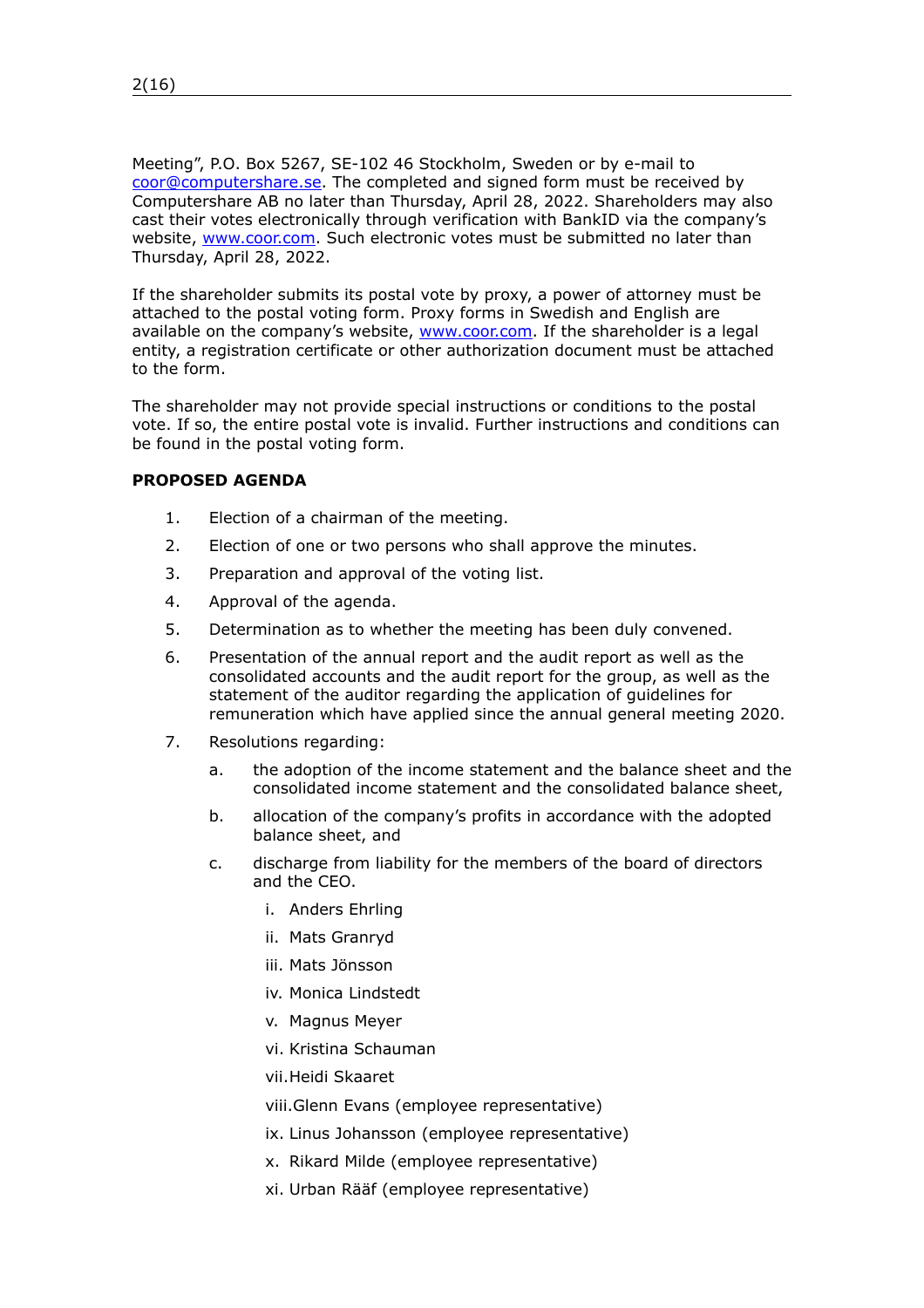Meeting", P.O. Box 5267, SE-102 46 Stockholm, Sweden or by e-mail to coor@computershare.se. The completed and signed form must be received by Computershare AB no later than Thursday, April 28, 2022. Shareholders may also cast their votes electronically through verification with BankID via the company's website, www.coor.com. Such electronic votes must be submitted no later than Thursday, April 28, 2022.

If the shareholder submits its postal vote by proxy, a power of attorney must be attached to the postal voting form. Proxy forms in Swedish and English are available on the company's website, www.coor.com. If the shareholder is a legal entity, a registration certificate or other authorization document must be attached to the form.

The shareholder may not provide special instructions or conditions to the postal vote. If so, the entire postal vote is invalid. Further instructions and conditions can be found in the postal voting form.

**PROPOSED AGENDA**

1. Election of a chairman of the meeting.
2. Election of one or two persons who shall approve the minutes.
3. Preparation and approval of the voting list.
4. Approval of the agenda.
5. Determination as to whether the meeting has been duly convened.
6. Presentation of the annual report and the audit report as well as the consolidated accounts and the audit report for the group, as well as the statement of the auditor regarding the application of guidelines for remuneration which have applied since the annual general meeting 2020.
7. Resolutions regarding:
   a. the adoption of the income statement and the balance sheet and the consolidated income statement and the consolidated balance sheet,
   b. allocation of the company's profits in accordance with the adopted balance sheet, and
   c. discharge from liability for the members of the board of directors and the CEO.
      i. Anders Ehrling
      ii. Mats Granryd
      iii. Mats Jönsson
      iv. Monica Lindstedt
      v. Magnus Meyer
      vi. Kristina Schauman
      vii. Heidi Skaaret
      viii. Glenn Evans (employee representative)
      ix. Linus Johansson (employee representative)
      x. Rikard Milde (employee representative)
      xi. Urban Rääf (employee representative)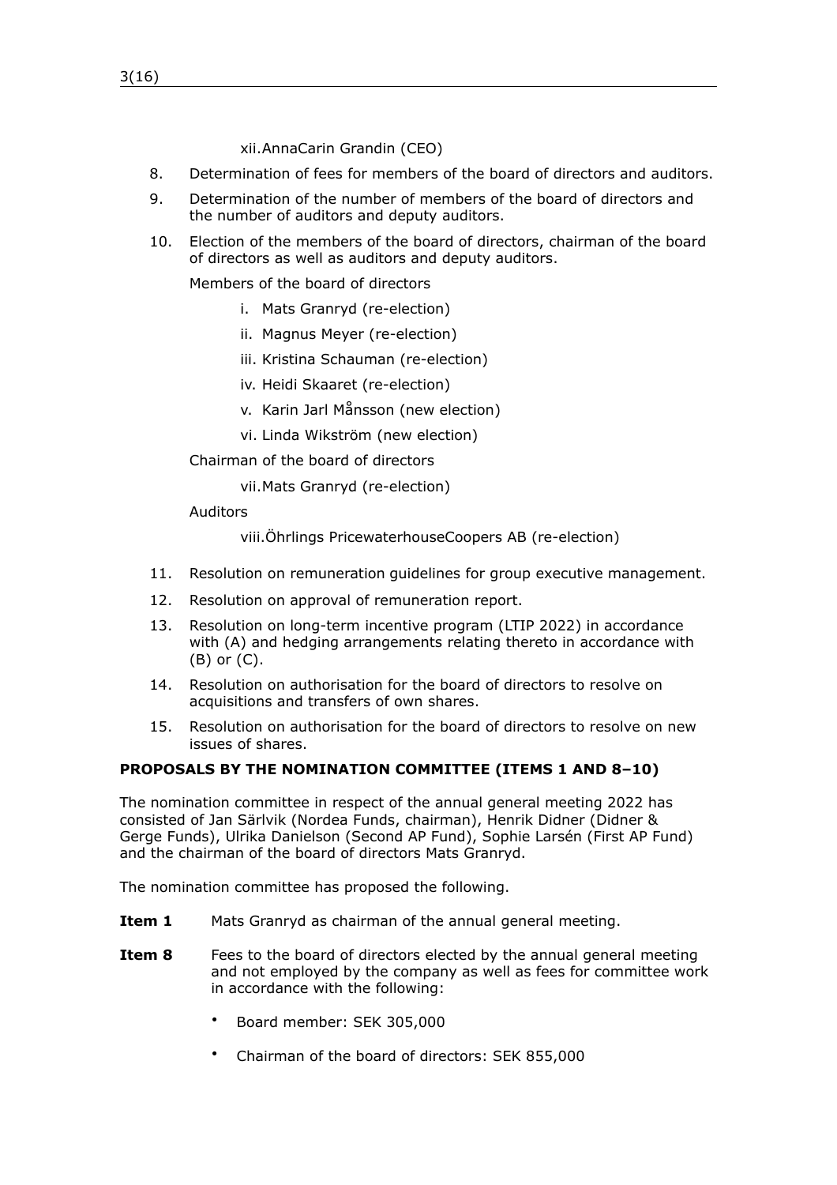xii. AnnaCarin Grandin (CEO)

8. Determination of fees for members of the board of directors and auditors.
9. Determination of the number of members of the board of directors and the number of auditors and deputy auditors.
10. Election of the members of the board of directors, chairman of the board of directors as well as auditors and deputy auditors.

   Members of the board of directors

   i. Mats Granryd (re-election)

   ii. Magnus Meyer (re-election)

   iii. Kristina Schauman (re-election)

   iv. Heidi Skaaret (re-election)

   v. Karin Jarl Månsson (new election)

   vi. Linda Wikström (new election)

   Chairman of the board of directors

   vii. Mats Granryd (re-election)

   Auditors

   viii. Öhrlings PricewaterhouseCoopers AB (re-election)

11. Resolution on remuneration guidelines for group executive management.
12. Resolution on approval of remuneration report.
13. Resolution on long-term incentive program (LTIP 2022) in accordance with (A) and hedging arrangements relating thereto in accordance with (B) or (C).
14. Resolution on authorisation for the board of directors to resolve on acquisitions and transfers of own shares.
15. Resolution on authorisation for the board of directors to resolve on new issues of shares.

**PROPOSALS BY THE NOMINATION COMMITTEE (ITEMS 1 AND 8–10)**

The nomination committee in respect of the annual general meeting 2022 has consisted of Jan Särlvik (Nordea Funds, chairman), Henrik Didner (Didner & Gerge Funds), Ulrika Danielson (Second AP Fund), Sophie Larsén (First AP Fund) and the chairman of the board of directors Mats Granryd.

The nomination committee has proposed the following.

**Item 1** Mats Granryd as chairman of the annual general meeting.

**Item 8** Fees to the board of directors elected by the annual general meeting and not employed by the company as well as fees for committee work in accordance with the following:

- Board member: SEK 305,000
- Chairman of the board of directors: SEK 855,000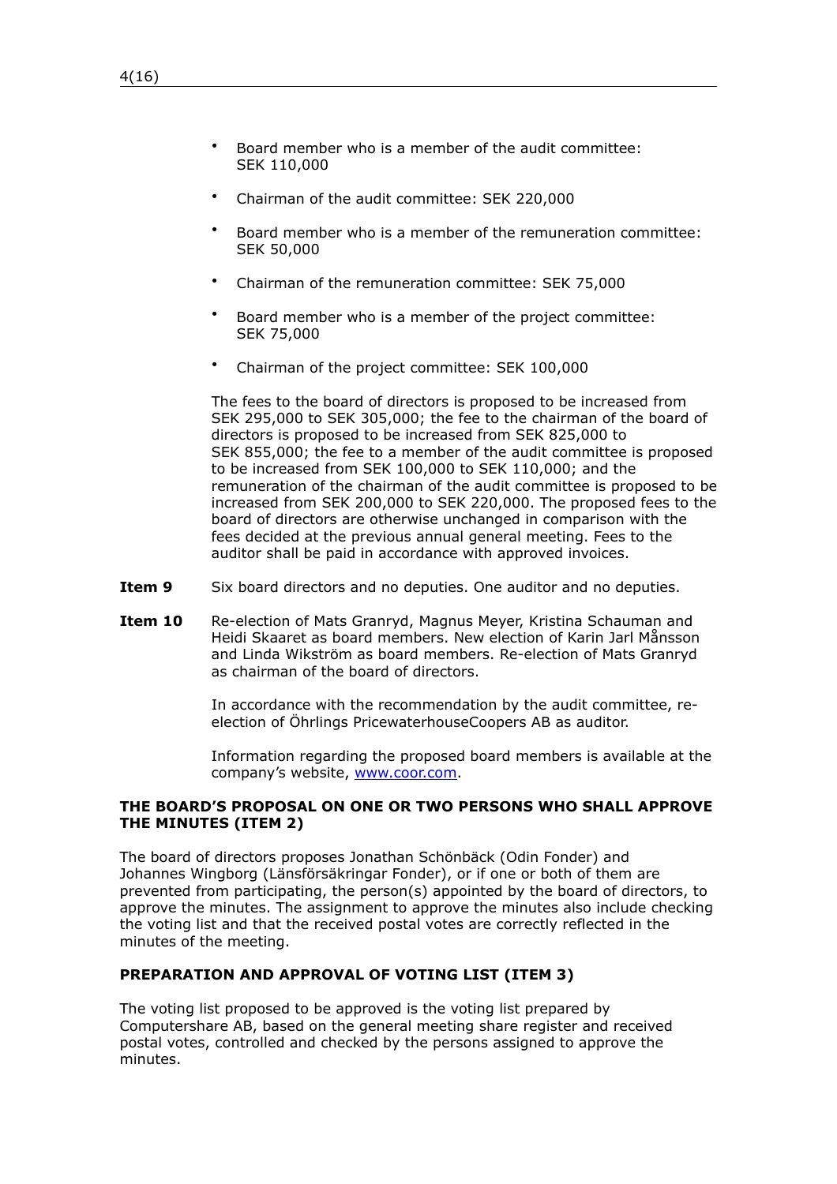- Board member who is a member of the audit committee: SEK 110,000
- Chairman of the audit committee: SEK 220,000
- Board member who is a member of the remuneration committee: SEK 50,000
- Chairman of the remuneration committee: SEK 75,000
- Board member who is a member of the project committee: SEK 75,000
- Chairman of the project committee: SEK 100,000

The fees to the board of directors is proposed to be increased from SEK 295,000 to SEK 305,000; the fee to the chairman of the board of directors is proposed to be increased from SEK 825,000 to SEK 855,000; the fee to a member of the audit committee is proposed to be increased from SEK 100,000 to SEK 110,000; and the remuneration of the chairman of the audit committee is proposed to be increased from SEK 200,000 to SEK 220,000. The proposed fees to the board of directors are otherwise unchanged in comparison with the fees decided at the previous annual general meeting. Fees to the auditor shall be paid in accordance with approved invoices.

**Item 9** Six board directors and no deputies. One auditor and no deputies.

**Item 10** Re-election of Mats Granryd, Magnus Meyer, Kristina Schauman and Heidi Skaaret as board members. New election of Karin Jarl Månsson and Linda Wikström as board members. Re-election of Mats Granryd as chairman of the board of directors.

In accordance with the recommendation by the audit committee, re-election of Öhrlings PricewaterhouseCoopers AB as auditor.

Information regarding the proposed board members is available at the company's website, www.coor.com.

**THE BOARD'S PROPOSAL ON ONE OR TWO PERSONS WHO SHALL APPROVE THE MINUTES (ITEM 2)**

The board of directors proposes Jonathan Schönbäck (Odin Fonder) and Johannes Wingborg (Länsförsäkringar Fonder), or if one or both of them are prevented from participating, the person(s) appointed by the board of directors, to approve the minutes. The assignment to approve the minutes also include checking the voting list and that the received postal votes are correctly reflected in the minutes of the meeting.

**PREPARATION AND APPROVAL OF VOTING LIST (ITEM 3)**

The voting list proposed to be approved is the voting list prepared by Computershare AB, based on the general meeting share register and received postal votes, controlled and checked by the persons assigned to approve the minutes.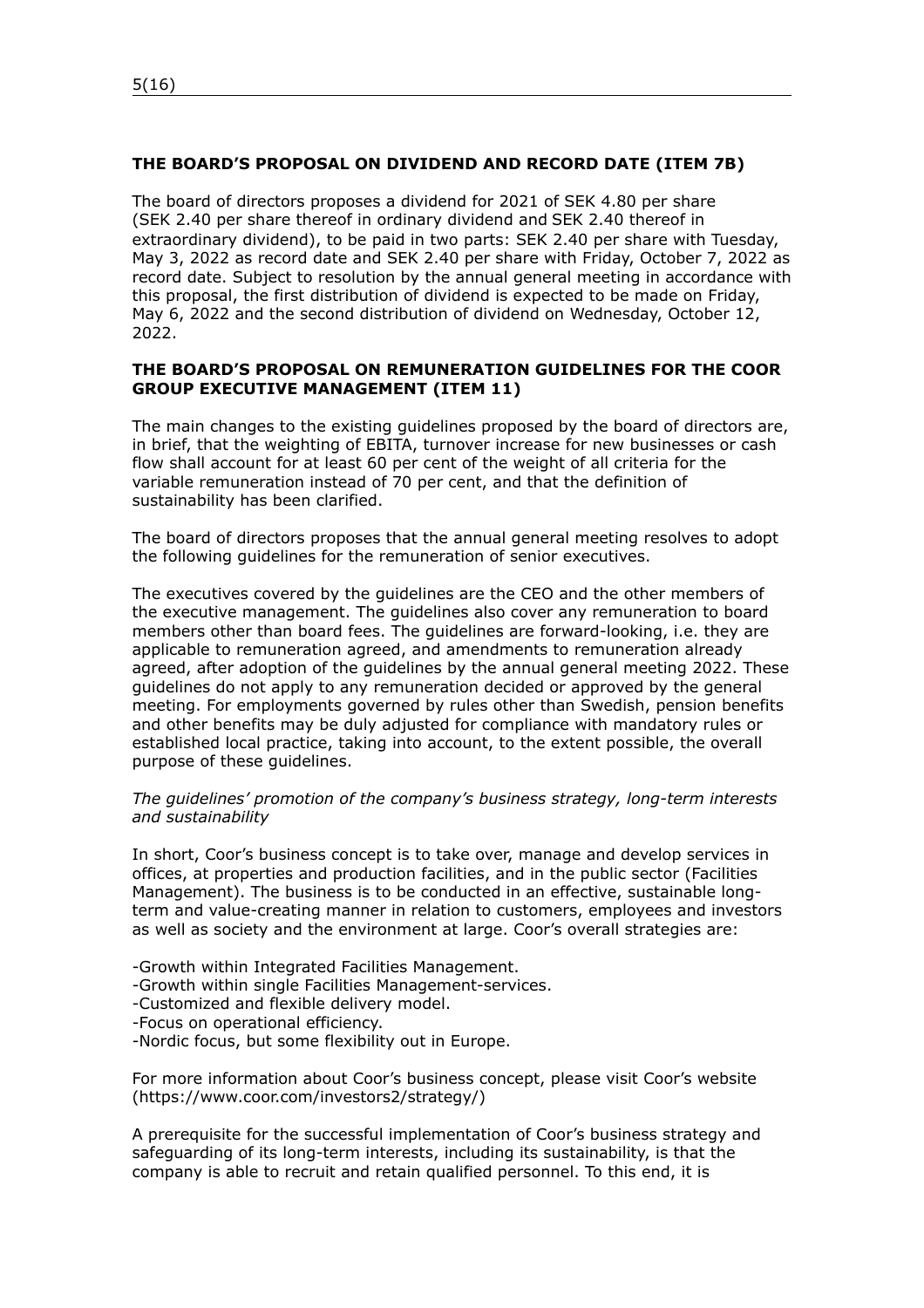## THE BOARD'S PROPOSAL ON DIVIDEND AND RECORD DATE (ITEM 7B)

The board of directors proposes a dividend for 2021 of SEK 4.80 per share (SEK 2.40 per share thereof in ordinary dividend and SEK 2.40 thereof in extraordinary dividend), to be paid in two parts: SEK 2.40 per share with Tuesday, May 3, 2022 as record date and SEK 2.40 per share with Friday, October 7, 2022 as record date. Subject to resolution by the annual general meeting in accordance with this proposal, the first distribution of dividend is expected to be made on Friday, May 6, 2022 and the second distribution of dividend on Wednesday, October 12, 2022.

## THE BOARD'S PROPOSAL ON REMUNERATION GUIDELINES FOR THE COOR GROUP EXECUTIVE MANAGEMENT (ITEM 11)

The main changes to the existing guidelines proposed by the board of directors are, in brief, that the weighting of EBITA, turnover increase for new businesses or cash flow shall account for at least 60 per cent of the weight of all criteria for the variable remuneration instead of 70 per cent, and that the definition of sustainability has been clarified.

The board of directors proposes that the annual general meeting resolves to adopt the following guidelines for the remuneration of senior executives.

The executives covered by the guidelines are the CEO and the other members of the executive management. The guidelines also cover any remuneration to board members other than board fees. The guidelines are forward-looking, i.e. they are applicable to remuneration agreed, and amendments to remuneration already agreed, after adoption of the guidelines by the annual general meeting 2022. These guidelines do not apply to any remuneration decided or approved by the general meeting. For employments governed by rules other than Swedish, pension benefits and other benefits may be duly adjusted for compliance with mandatory rules or established local practice, taking into account, to the extent possible, the overall purpose of these guidelines.

*The guidelines' promotion of the company's business strategy, long-term interests and sustainability*

In short, Coor's business concept is to take over, manage and develop services in offices, at properties and production facilities, and in the public sector (Facilities Management). The business is to be conducted in an effective, sustainable long-term and value-creating manner in relation to customers, employees and investors as well as society and the environment at large. Coor's overall strategies are:

- Growth within Integrated Facilities Management.
- Growth within single Facilities Management-services.
- Customized and flexible delivery model.
- Focus on operational efficiency.
- Nordic focus, but some flexibility out in Europe.

For more information about Coor's business concept, please visit Coor's website (https://www.coor.com/investors2/strategy/)

A prerequisite for the successful implementation of Coor's business strategy and safeguarding of its long-term interests, including its sustainability, is that the company is able to recruit and retain qualified personnel. To this end, it is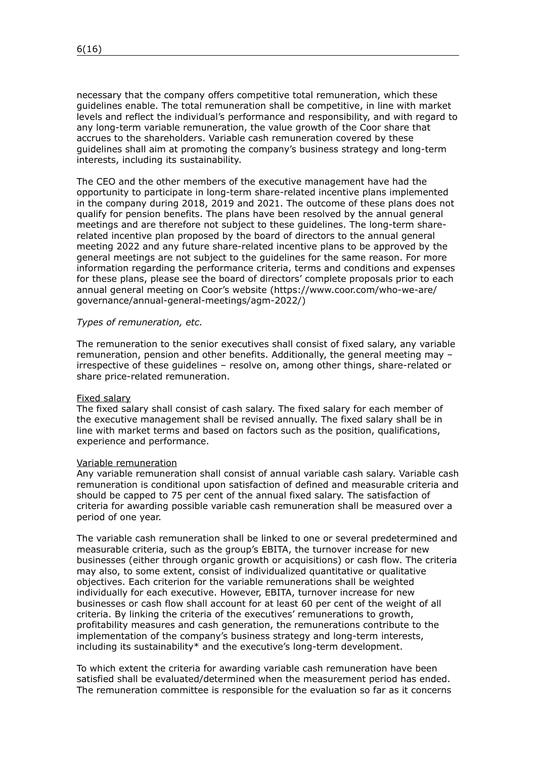necessary that the company offers competitive total remuneration, which these guidelines enable. The total remuneration shall be competitive, in line with market levels and reflect the individual's performance and responsibility, and with regard to any long-term variable remuneration, the value growth of the Coor share that accrues to the shareholders. Variable cash remuneration covered by these guidelines shall aim at promoting the company's business strategy and long-term interests, including its sustainability.

The CEO and the other members of the executive management have had the opportunity to participate in long-term share-related incentive plans implemented in the company during 2018, 2019 and 2021. The outcome of these plans does not qualify for pension benefits. The plans have been resolved by the annual general meetings and are therefore not subject to these guidelines. The long-term share-related incentive plan proposed by the board of directors to the annual general meeting 2022 and any future share-related incentive plans to be approved by the general meetings are not subject to the guidelines for the same reason. For more information regarding the performance criteria, terms and conditions and expenses for these plans, please see the board of directors' complete proposals prior to each annual general meeting on Coor's website (https://www.coor.com/who-we-are/governance/annual-general-meetings/agm-2022/)

*Types of remuneration, etc.*

The remuneration to the senior executives shall consist of fixed salary, any variable remuneration, pension and other benefits. Additionally, the general meeting may – irrespective of these guidelines – resolve on, among other things, share-related or share price-related remuneration.

<u>Fixed salary</u>
The fixed salary shall consist of cash salary. The fixed salary for each member of the executive management shall be revised annually. The fixed salary shall be in line with market terms and based on factors such as the position, qualifications, experience and performance.

<u>Variable remuneration</u>
Any variable remuneration shall consist of annual variable cash salary. Variable cash remuneration is conditional upon satisfaction of defined and measurable criteria and should be capped to 75 per cent of the annual fixed salary. The satisfaction of criteria for awarding possible variable cash remuneration shall be measured over a period of one year.

The variable cash remuneration shall be linked to one or several predetermined and measurable criteria, such as the group's EBITA, the turnover increase for new businesses (either through organic growth or acquisitions) or cash flow. The criteria may also, to some extent, consist of individualized quantitative or qualitative objectives. Each criterion for the variable remunerations shall be weighted individually for each executive. However, EBITA, turnover increase for new businesses or cash flow shall account for at least 60 per cent of the weight of all criteria. By linking the criteria of the executives' remunerations to growth, profitability measures and cash generation, the remunerations contribute to the implementation of the company's business strategy and long-term interests, including its sustainability* and the executive's long-term development.

To which extent the criteria for awarding variable cash remuneration have been satisfied shall be evaluated/determined when the measurement period has ended. The remuneration committee is responsible for the evaluation so far as it concerns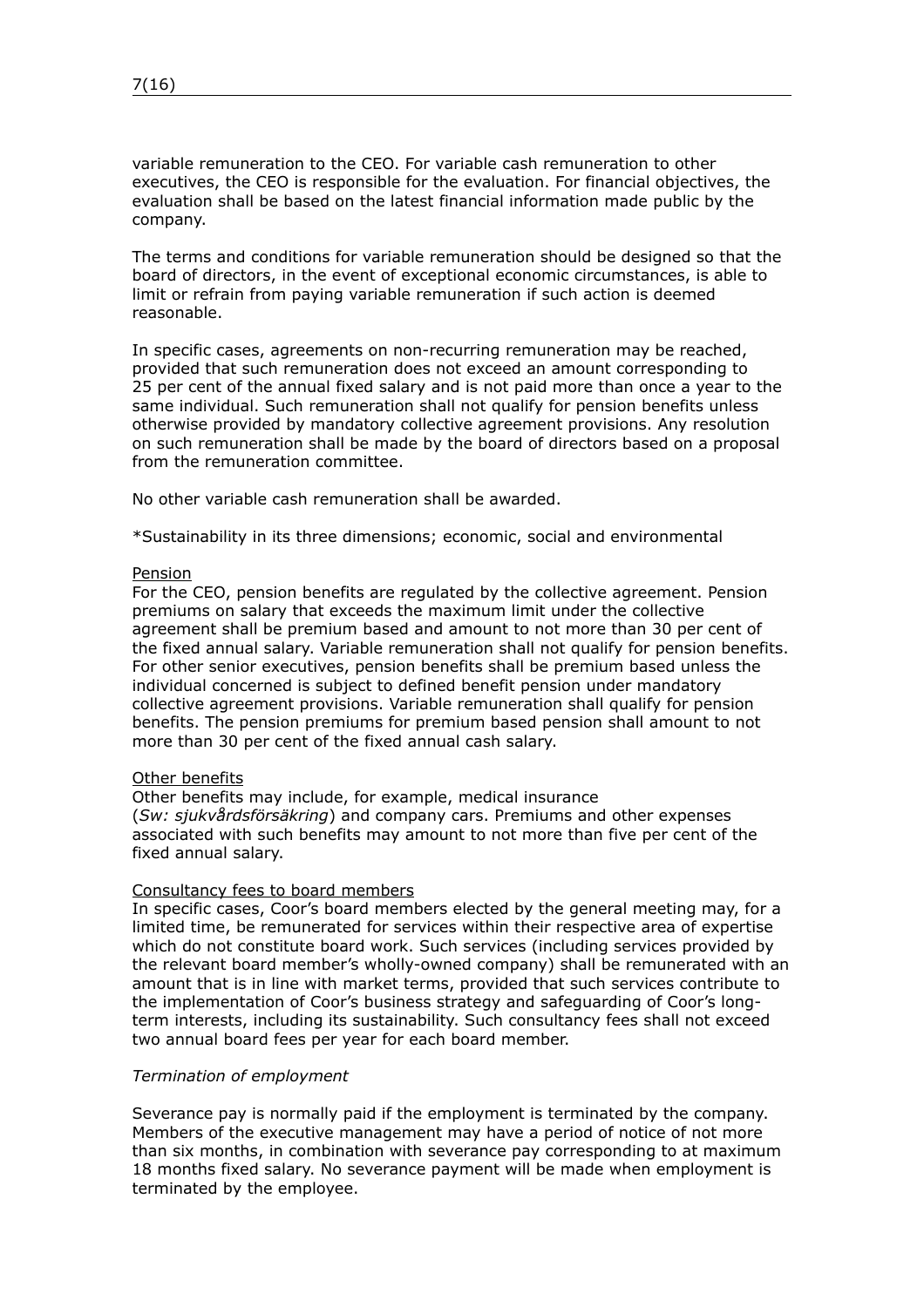variable remuneration to the CEO. For variable cash remuneration to other executives, the CEO is responsible for the evaluation. For financial objectives, the evaluation shall be based on the latest financial information made public by the company.

The terms and conditions for variable remuneration should be designed so that the board of directors, in the event of exceptional economic circumstances, is able to limit or refrain from paying variable remuneration if such action is deemed reasonable.

In specific cases, agreements on non-recurring remuneration may be reached, provided that such remuneration does not exceed an amount corresponding to 25 per cent of the annual fixed salary and is not paid more than once a year to the same individual. Such remuneration shall not qualify for pension benefits unless otherwise provided by mandatory collective agreement provisions. Any resolution on such remuneration shall be made by the board of directors based on a proposal from the remuneration committee.

No other variable cash remuneration shall be awarded.

*Sustainability in its three dimensions; economic, social and environmental

Pension

For the CEO, pension benefits are regulated by the collective agreement. Pension premiums on salary that exceeds the maximum limit under the collective agreement shall be premium based and amount to not more than 30 per cent of the fixed annual salary. Variable remuneration shall not qualify for pension benefits. For other senior executives, pension benefits shall be premium based unless the individual concerned is subject to defined benefit pension under mandatory collective agreement provisions. Variable remuneration shall qualify for pension benefits. The pension premiums for premium based pension shall amount to not more than 30 per cent of the fixed annual cash salary.

Other benefits

Other benefits may include, for example, medical insurance (*Sw: sjukvårdsförsäkring*) and company cars. Premiums and other expenses associated with such benefits may amount to not more than five per cent of the fixed annual salary.

Consultancy fees to board members

In specific cases, Coor's board members elected by the general meeting may, for a limited time, be remunerated for services within their respective area of expertise which do not constitute board work. Such services (including services provided by the relevant board member's wholly-owned company) shall be remunerated with an amount that is in line with market terms, provided that such services contribute to the implementation of Coor's business strategy and safeguarding of Coor's long-term interests, including its sustainability. Such consultancy fees shall not exceed two annual board fees per year for each board member.

*Termination of employment*

Severance pay is normally paid if the employment is terminated by the company. Members of the executive management may have a period of notice of not more than six months, in combination with severance pay corresponding to at maximum 18 months fixed salary. No severance payment will be made when employment is terminated by the employee.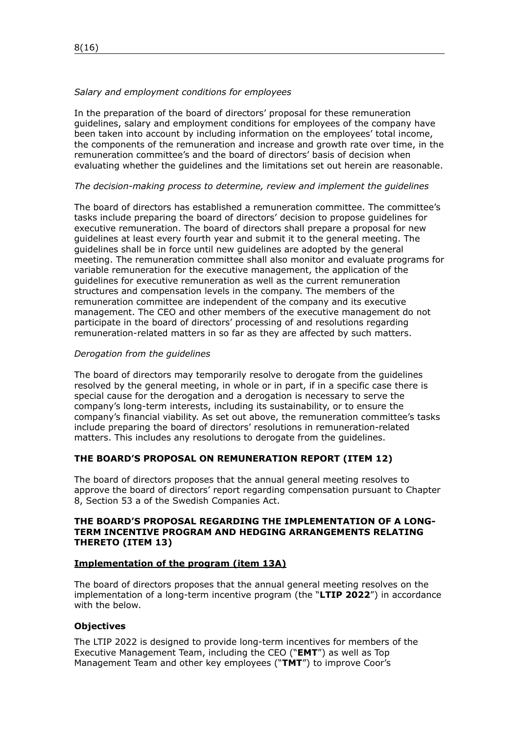*Salary and employment conditions for employees*

In the preparation of the board of directors' proposal for these remuneration guidelines, salary and employment conditions for employees of the company have been taken into account by including information on the employees' total income, the components of the remuneration and increase and growth rate over time, in the remuneration committee's and the board of directors' basis of decision when evaluating whether the guidelines and the limitations set out herein are reasonable.

*The decision-making process to determine, review and implement the guidelines*

The board of directors has established a remuneration committee. The committee's tasks include preparing the board of directors' decision to propose guidelines for executive remuneration. The board of directors shall prepare a proposal for new guidelines at least every fourth year and submit it to the general meeting. The guidelines shall be in force until new guidelines are adopted by the general meeting. The remuneration committee shall also monitor and evaluate programs for variable remuneration for the executive management, the application of the guidelines for executive remuneration as well as the current remuneration structures and compensation levels in the company. The members of the remuneration committee are independent of the company and its executive management. The CEO and other members of the executive management do not participate in the board of directors' processing of and resolutions regarding remuneration-related matters in so far as they are affected by such matters.

*Derogation from the guidelines*

The board of directors may temporarily resolve to derogate from the guidelines resolved by the general meeting, in whole or in part, if in a specific case there is special cause for the derogation and a derogation is necessary to serve the company's long-term interests, including its sustainability, or to ensure the company's financial viability. As set out above, the remuneration committee's tasks include preparing the board of directors' resolutions in remuneration-related matters. This includes any resolutions to derogate from the guidelines.

## THE BOARD'S PROPOSAL ON REMUNERATION REPORT (ITEM 12)

The board of directors proposes that the annual general meeting resolves to approve the board of directors' report regarding compensation pursuant to Chapter 8, Section 53 a of the Swedish Companies Act.

## THE BOARD'S PROPOSAL REGARDING THE IMPLEMENTATION OF A LONG-TERM INCENTIVE PROGRAM AND HEDGING ARRANGEMENTS RELATING THERETO (ITEM 13)

### Implementation of the program (item 13A)

The board of directors proposes that the annual general meeting resolves on the implementation of a long-term incentive program (the "**LTIP 2022**") in accordance with the below.

### Objectives

The LTIP 2022 is designed to provide long-term incentives for members of the Executive Management Team, including the CEO ("**EMT**") as well as Top Management Team and other key employees ("**TMT**") to improve Coor's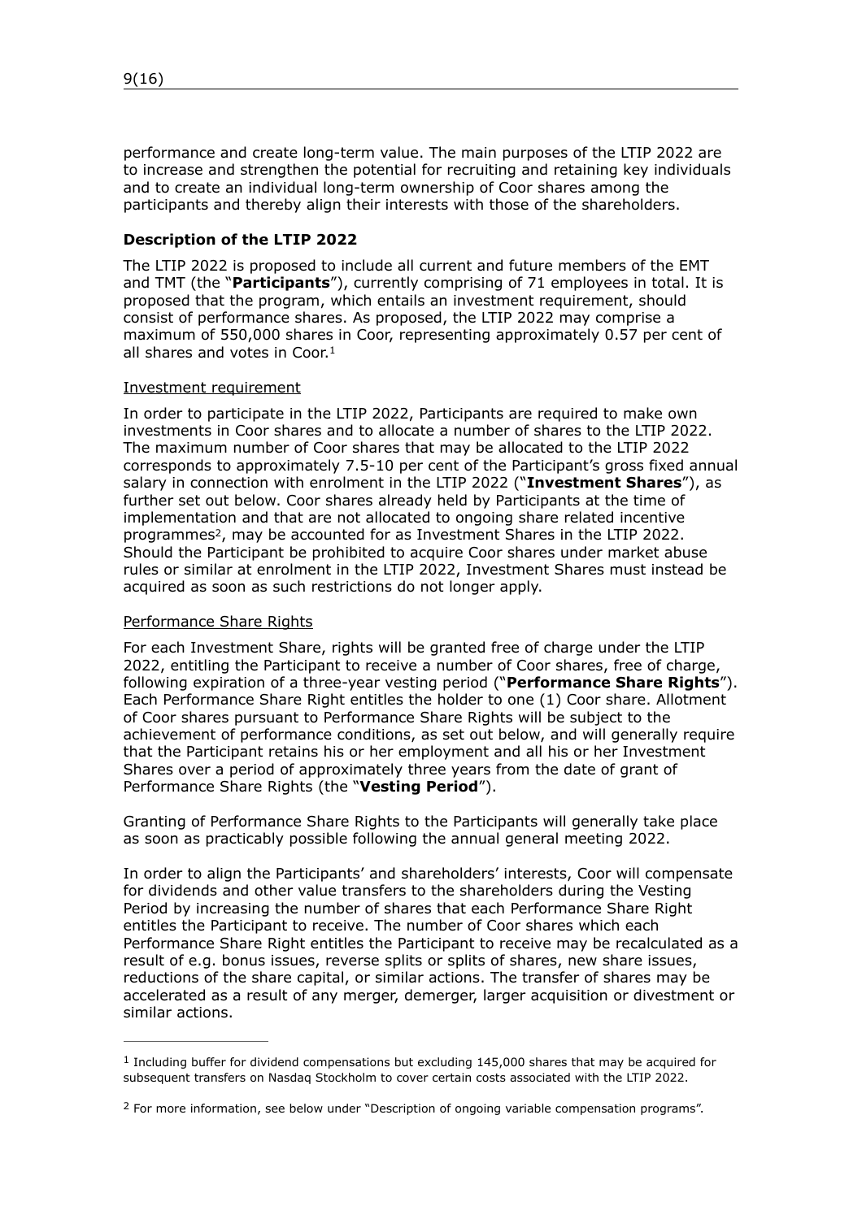performance and create long-term value. The main purposes of the LTIP 2022 are to increase and strengthen the potential for recruiting and retaining key individuals and to create an individual long-term ownership of Coor shares among the participants and thereby align their interests with those of the shareholders.

**Description of the LTIP 2022**

The LTIP 2022 is proposed to include all current and future members of the EMT and TMT (the "**Participants**"), currently comprising of 71 employees in total. It is proposed that the program, which entails an investment requirement, should consist of performance shares. As proposed, the LTIP 2022 may comprise a maximum of 550,000 shares in Coor, representing approximately 0.57 per cent of all shares and votes in Coor.[1]

Investment requirement

In order to participate in the LTIP 2022, Participants are required to make own investments in Coor shares and to allocate a number of shares to the LTIP 2022. The maximum number of Coor shares that may be allocated to the LTIP 2022 corresponds to approximately 7.5-10 per cent of the Participant's gross fixed annual salary in connection with enrolment in the LTIP 2022 ("**Investment Shares**"), as further set out below. Coor shares already held by Participants at the time of implementation and that are not allocated to ongoing share related incentive programmes[2], may be accounted for as Investment Shares in the LTIP 2022. Should the Participant be prohibited to acquire Coor shares under market abuse rules or similar at enrolment in the LTIP 2022, Investment Shares must instead be acquired as soon as such restrictions do not longer apply.

Performance Share Rights

For each Investment Share, rights will be granted free of charge under the LTIP 2022, entitling the Participant to receive a number of Coor shares, free of charge, following expiration of a three-year vesting period ("**Performance Share Rights**"). Each Performance Share Right entitles the holder to one (1) Coor share. Allotment of Coor shares pursuant to Performance Share Rights will be subject to the achievement of performance conditions, as set out below, and will generally require that the Participant retains his or her employment and all his or her Investment Shares over a period of approximately three years from the date of grant of Performance Share Rights (the "**Vesting Period**").

Granting of Performance Share Rights to the Participants will generally take place as soon as practicably possible following the annual general meeting 2022.

In order to align the Participants' and shareholders' interests, Coor will compensate for dividends and other value transfers to the shareholders during the Vesting Period by increasing the number of shares that each Performance Share Right entitles the Participant to receive. The number of Coor shares which each Performance Share Right entitles the Participant to receive may be recalculated as a result of e.g. bonus issues, reverse splits or splits of shares, new share issues, reductions of the share capital, or similar actions. The transfer of shares may be accelerated as a result of any merger, demerger, larger acquisition or divestment or similar actions.

---

[1] Including buffer for dividend compensations but excluding 145,000 shares that may be acquired for subsequent transfers on Nasdaq Stockholm to cover certain costs associated with the LTIP 2022.

[2] For more information, see below under "Description of ongoing variable compensation programs".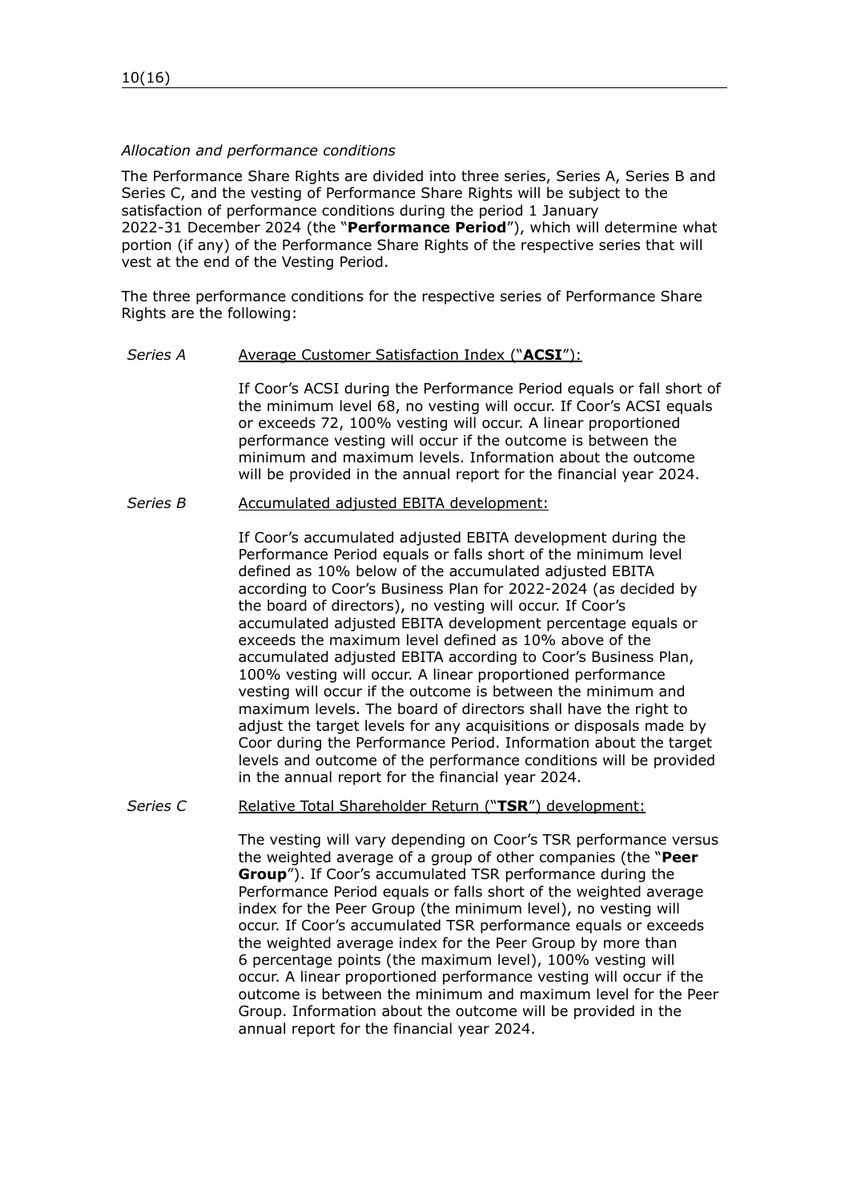*Allocation and performance conditions*

The Performance Share Rights are divided into three series, Series A, Series B and Series C, and the vesting of Performance Share Rights will be subject to the satisfaction of performance conditions during the period 1 January 2022-31 December 2024 (the "**Performance Period**"), which will determine what portion (if any) of the Performance Share Rights of the respective series that will vest at the end of the Vesting Period.

The three performance conditions for the respective series of Performance Share Rights are the following:

*Series A* Average Customer Satisfaction Index ("**ACSI**"):

If Coor's ACSI during the Performance Period equals or fall short of the minimum level 68, no vesting will occur. If Coor's ACSI equals or exceeds 72, 100% vesting will occur. A linear proportioned performance vesting will occur if the outcome is between the minimum and maximum levels. Information about the outcome will be provided in the annual report for the financial year 2024.

*Series B* Accumulated adjusted EBITA development:

If Coor's accumulated adjusted EBITA development during the Performance Period equals or falls short of the minimum level defined as 10% below of the accumulated adjusted EBITA according to Coor's Business Plan for 2022-2024 (as decided by the board of directors), no vesting will occur. If Coor's accumulated adjusted EBITA development percentage equals or exceeds the maximum level defined as 10% above of the accumulated adjusted EBITA according to Coor's Business Plan, 100% vesting will occur. A linear proportioned performance vesting will occur if the outcome is between the minimum and maximum levels. The board of directors shall have the right to adjust the target levels for any acquisitions or disposals made by Coor during the Performance Period. Information about the target levels and outcome of the performance conditions will be provided in the annual report for the financial year 2024.

*Series C* Relative Total Shareholder Return ("**TSR**") development:

The vesting will vary depending on Coor's TSR performance versus the weighted average of a group of other companies (the "**Peer Group**"). If Coor's accumulated TSR performance during the Performance Period equals or falls short of the weighted average index for the Peer Group (the minimum level), no vesting will occur. If Coor's accumulated TSR performance equals or exceeds the weighted average index for the Peer Group by more than 6 percentage points (the maximum level), 100% vesting will occur. A linear proportioned performance vesting will occur if the outcome is between the minimum and maximum level for the Peer Group. Information about the outcome will be provided in the annual report for the financial year 2024.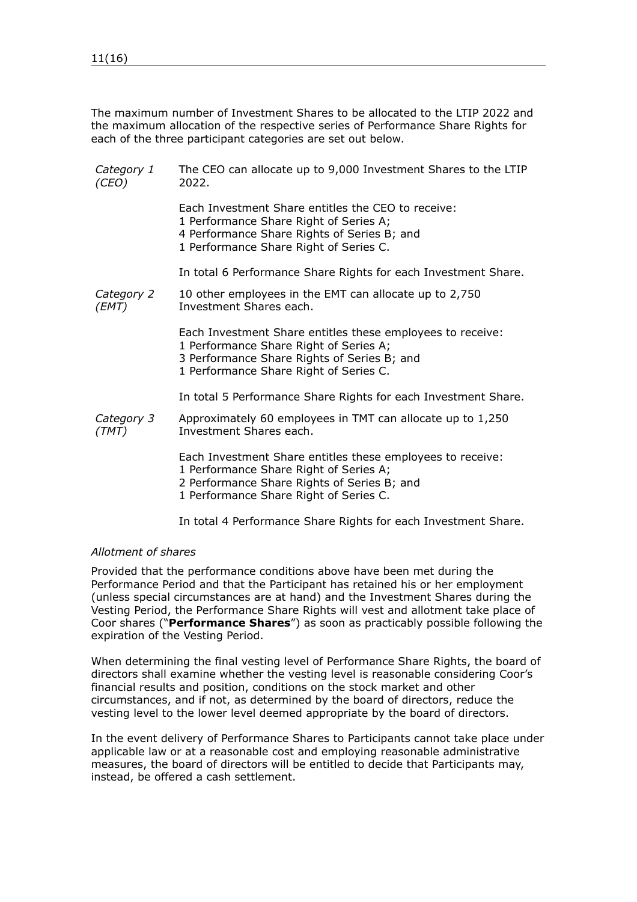The maximum number of Investment Shares to be allocated to the LTIP 2022 and the maximum allocation of the respective series of Performance Share Rights for each of the three participant categories are set out below.

*Category 1 (CEO)*

The CEO can allocate up to 9,000 Investment Shares to the LTIP 2022.

Each Investment Share entitles the CEO to receive:
1 Performance Share Right of Series A;
4 Performance Share Rights of Series B; and
1 Performance Share Right of Series C.

In total 6 Performance Share Rights for each Investment Share.

*Category 2 (EMT)*

10 other employees in the EMT can allocate up to 2,750 Investment Shares each.

Each Investment Share entitles these employees to receive:
1 Performance Share Right of Series A;
3 Performance Share Rights of Series B; and
1 Performance Share Right of Series C.

In total 5 Performance Share Rights for each Investment Share.

*Category 3 (TMT)*

Approximately 60 employees in TMT can allocate up to 1,250 Investment Shares each.

Each Investment Share entitles these employees to receive:
1 Performance Share Right of Series A;
2 Performance Share Rights of Series B; and
1 Performance Share Right of Series C.

In total 4 Performance Share Rights for each Investment Share.

*Allotment of shares*

Provided that the performance conditions above have been met during the Performance Period and that the Participant has retained his or her employment (unless special circumstances are at hand) and the Investment Shares during the Vesting Period, the Performance Share Rights will vest and allotment take place of Coor shares ("**Performance Shares**") as soon as practicably possible following the expiration of the Vesting Period.

When determining the final vesting level of Performance Share Rights, the board of directors shall examine whether the vesting level is reasonable considering Coor's financial results and position, conditions on the stock market and other circumstances, and if not, as determined by the board of directors, reduce the vesting level to the lower level deemed appropriate by the board of directors.

In the event delivery of Performance Shares to Participants cannot take place under applicable law or at a reasonable cost and employing reasonable administrative measures, the board of directors will be entitled to decide that Participants may, instead, be offered a cash settlement.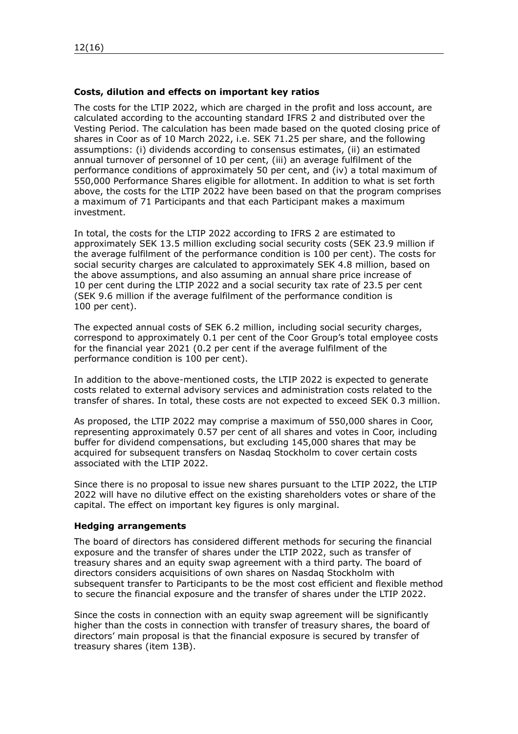**Costs, dilution and effects on important key ratios**

The costs for the LTIP 2022, which are charged in the profit and loss account, are calculated according to the accounting standard IFRS 2 and distributed over the Vesting Period. The calculation has been made based on the quoted closing price of shares in Coor as of 10 March 2022, i.e. SEK 71.25 per share, and the following assumptions: (i) dividends according to consensus estimates, (ii) an estimated annual turnover of personnel of 10 per cent, (iii) an average fulfilment of the performance conditions of approximately 50 per cent, and (iv) a total maximum of 550,000 Performance Shares eligible for allotment. In addition to what is set forth above, the costs for the LTIP 2022 have been based on that the program comprises a maximum of 71 Participants and that each Participant makes a maximum investment.

In total, the costs for the LTIP 2022 according to IFRS 2 are estimated to approximately SEK 13.5 million excluding social security costs (SEK 23.9 million if the average fulfilment of the performance condition is 100 per cent). The costs for social security charges are calculated to approximately SEK 4.8 million, based on the above assumptions, and also assuming an annual share price increase of 10 per cent during the LTIP 2022 and a social security tax rate of 23.5 per cent (SEK 9.6 million if the average fulfilment of the performance condition is 100 per cent).

The expected annual costs of SEK 6.2 million, including social security charges, correspond to approximately 0.1 per cent of the Coor Group's total employee costs for the financial year 2021 (0.2 per cent if the average fulfilment of the performance condition is 100 per cent).

In addition to the above-mentioned costs, the LTIP 2022 is expected to generate costs related to external advisory services and administration costs related to the transfer of shares. In total, these costs are not expected to exceed SEK 0.3 million.

As proposed, the LTIP 2022 may comprise a maximum of 550,000 shares in Coor, representing approximately 0.57 per cent of all shares and votes in Coor, including buffer for dividend compensations, but excluding 145,000 shares that may be acquired for subsequent transfers on Nasdaq Stockholm to cover certain costs associated with the LTIP 2022.

Since there is no proposal to issue new shares pursuant to the LTIP 2022, the LTIP 2022 will have no dilutive effect on the existing shareholders votes or share of the capital. The effect on important key figures is only marginal.

**Hedging arrangements**

The board of directors has considered different methods for securing the financial exposure and the transfer of shares under the LTIP 2022, such as transfer of treasury shares and an equity swap agreement with a third party. The board of directors considers acquisitions of own shares on Nasdaq Stockholm with subsequent transfer to Participants to be the most cost efficient and flexible method to secure the financial exposure and the transfer of shares under the LTIP 2022.

Since the costs in connection with an equity swap agreement will be significantly higher than the costs in connection with transfer of treasury shares, the board of directors' main proposal is that the financial exposure is secured by transfer of treasury shares (item 13B).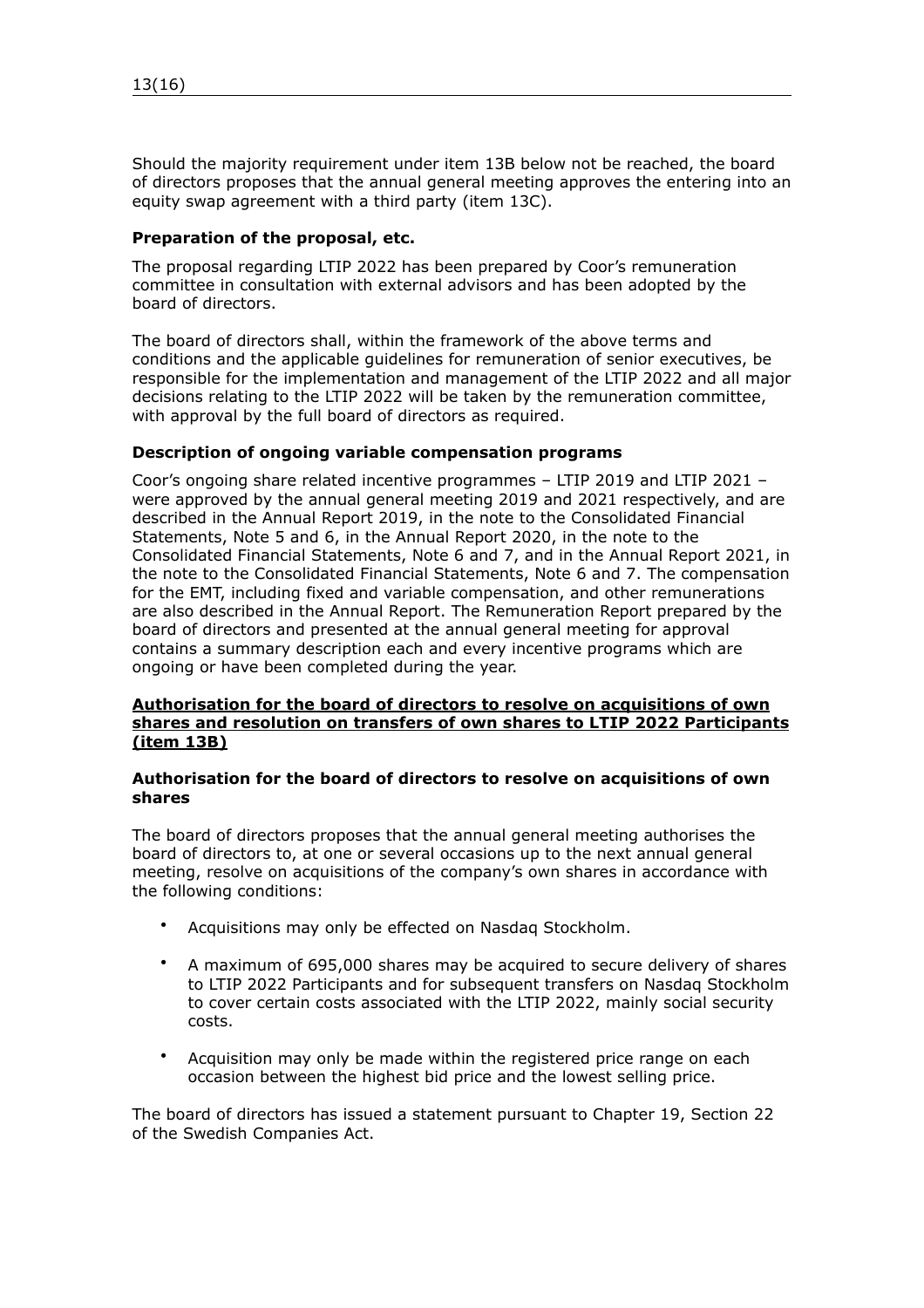Should the majority requirement under item 13B below not be reached, the board of directors proposes that the annual general meeting approves the entering into an equity swap agreement with a third party (item 13C).

**Preparation of the proposal, etc.**

The proposal regarding LTIP 2022 has been prepared by Coor's remuneration committee in consultation with external advisors and has been adopted by the board of directors.

The board of directors shall, within the framework of the above terms and conditions and the applicable guidelines for remuneration of senior executives, be responsible for the implementation and management of the LTIP 2022 and all major decisions relating to the LTIP 2022 will be taken by the remuneration committee, with approval by the full board of directors as required.

**Description of ongoing variable compensation programs**

Coor's ongoing share related incentive programmes – LTIP 2019 and LTIP 2021 – were approved by the annual general meeting 2019 and 2021 respectively, and are described in the Annual Report 2019, in the note to the Consolidated Financial Statements, Note 5 and 6, in the Annual Report 2020, in the note to the Consolidated Financial Statements, Note 6 and 7, and in the Annual Report 2021, in the note to the Consolidated Financial Statements, Note 6 and 7. The compensation for the EMT, including fixed and variable compensation, and other remunerations are also described in the Annual Report. The Remuneration Report prepared by the board of directors and presented at the annual general meeting for approval contains a summary description each and every incentive programs which are ongoing or have been completed during the year.

**<u>Authorisation for the board of directors to resolve on acquisitions of own shares and resolution on transfers of own shares to LTIP 2022 Participants (item 13B)</u>**

**Authorisation for the board of directors to resolve on acquisitions of own shares**

The board of directors proposes that the annual general meeting authorises the board of directors to, at one or several occasions up to the next annual general meeting, resolve on acquisitions of the company's own shares in accordance with the following conditions:

- Acquisitions may only be effected on Nasdaq Stockholm.
- A maximum of 695,000 shares may be acquired to secure delivery of shares to LTIP 2022 Participants and for subsequent transfers on Nasdaq Stockholm to cover certain costs associated with the LTIP 2022, mainly social security costs.
- Acquisition may only be made within the registered price range on each occasion between the highest bid price and the lowest selling price.

The board of directors has issued a statement pursuant to Chapter 19, Section 22 of the Swedish Companies Act.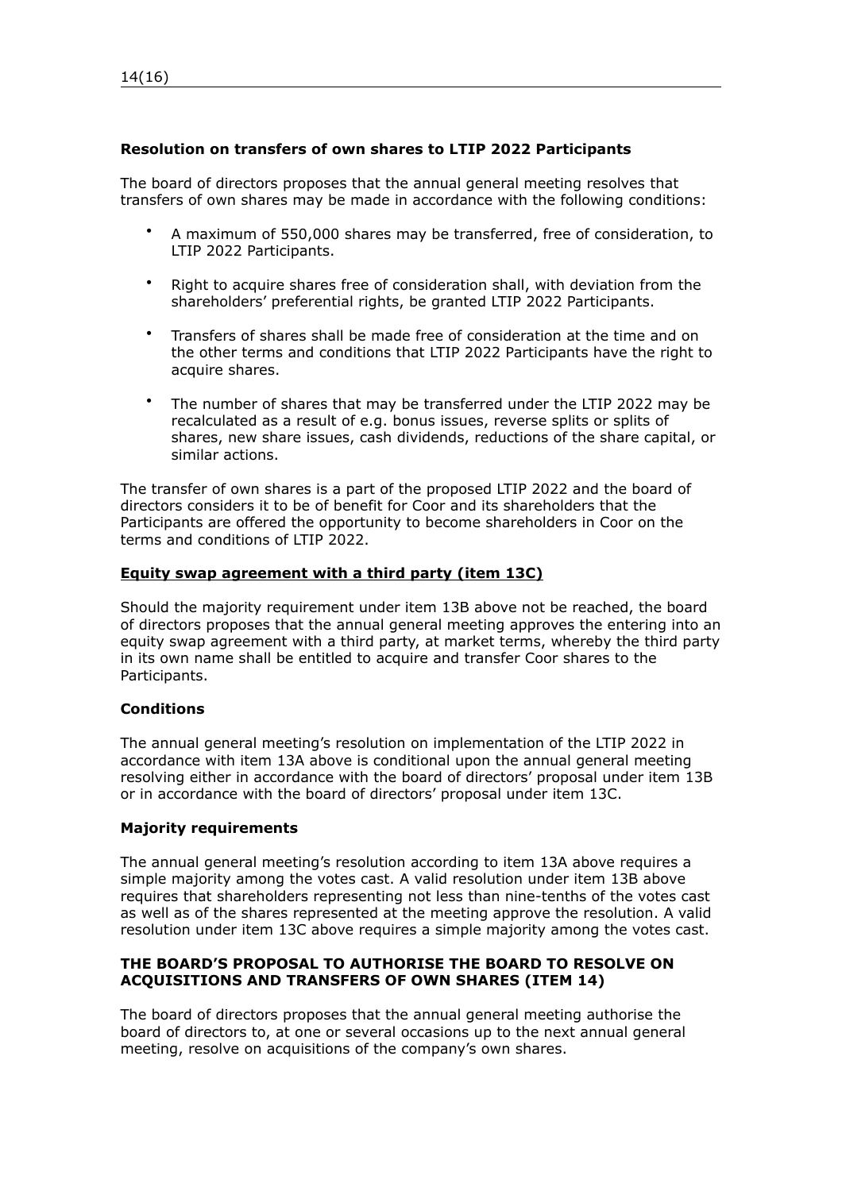**Resolution on transfers of own shares to LTIP 2022 Participants**

The board of directors proposes that the annual general meeting resolves that transfers of own shares may be made in accordance with the following conditions:

- A maximum of 550,000 shares may be transferred, free of consideration, to LTIP 2022 Participants.
- Right to acquire shares free of consideration shall, with deviation from the shareholders' preferential rights, be granted LTIP 2022 Participants.
- Transfers of shares shall be made free of consideration at the time and on the other terms and conditions that LTIP 2022 Participants have the right to acquire shares.
- The number of shares that may be transferred under the LTIP 2022 may be recalculated as a result of e.g. bonus issues, reverse splits or splits of shares, new share issues, cash dividends, reductions of the share capital, or similar actions.

The transfer of own shares is a part of the proposed LTIP 2022 and the board of directors considers it to be of benefit for Coor and its shareholders that the Participants are offered the opportunity to become shareholders in Coor on the terms and conditions of LTIP 2022.

**Equity swap agreement with a third party (item 13C)**

Should the majority requirement under item 13B above not be reached, the board of directors proposes that the annual general meeting approves the entering into an equity swap agreement with a third party, at market terms, whereby the third party in its own name shall be entitled to acquire and transfer Coor shares to the Participants.

**Conditions**

The annual general meeting's resolution on implementation of the LTIP 2022 in accordance with item 13A above is conditional upon the annual general meeting resolving either in accordance with the board of directors' proposal under item 13B or in accordance with the board of directors' proposal under item 13C.

**Majority requirements**

The annual general meeting's resolution according to item 13A above requires a simple majority among the votes cast. A valid resolution under item 13B above requires that shareholders representing not less than nine-tenths of the votes cast as well as of the shares represented at the meeting approve the resolution. A valid resolution under item 13C above requires a simple majority among the votes cast.

## THE BOARD'S PROPOSAL TO AUTHORISE THE BOARD TO RESOLVE ON ACQUISITIONS AND TRANSFERS OF OWN SHARES (ITEM 14)

The board of directors proposes that the annual general meeting authorise the board of directors to, at one or several occasions up to the next annual general meeting, resolve on acquisitions of the company's own shares.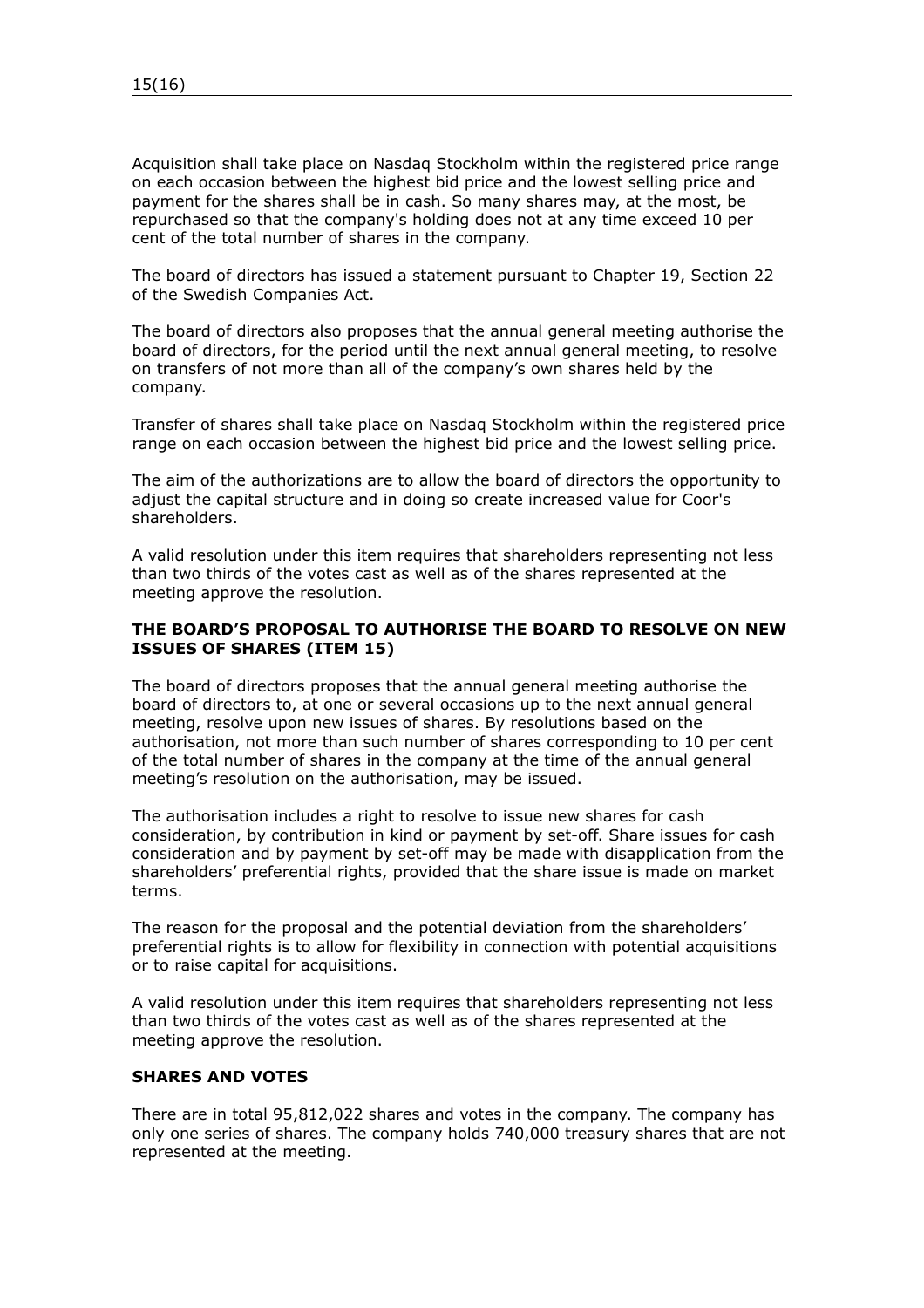Acquisition shall take place on Nasdaq Stockholm within the registered price range on each occasion between the highest bid price and the lowest selling price and payment for the shares shall be in cash. So many shares may, at the most, be repurchased so that the company's holding does not at any time exceed 10 per cent of the total number of shares in the company.

The board of directors has issued a statement pursuant to Chapter 19, Section 22 of the Swedish Companies Act.

The board of directors also proposes that the annual general meeting authorise the board of directors, for the period until the next annual general meeting, to resolve on transfers of not more than all of the company's own shares held by the company.

Transfer of shares shall take place on Nasdaq Stockholm within the registered price range on each occasion between the highest bid price and the lowest selling price.

The aim of the authorizations are to allow the board of directors the opportunity to adjust the capital structure and in doing so create increased value for Coor's shareholders.

A valid resolution under this item requires that shareholders representing not less than two thirds of the votes cast as well as of the shares represented at the meeting approve the resolution.

**THE BOARD'S PROPOSAL TO AUTHORISE THE BOARD TO RESOLVE ON NEW ISSUES OF SHARES (ITEM 15)**

The board of directors proposes that the annual general meeting authorise the board of directors to, at one or several occasions up to the next annual general meeting, resolve upon new issues of shares. By resolutions based on the authorisation, not more than such number of shares corresponding to 10 per cent of the total number of shares in the company at the time of the annual general meeting's resolution on the authorisation, may be issued.

The authorisation includes a right to resolve to issue new shares for cash consideration, by contribution in kind or payment by set-off. Share issues for cash consideration and by payment by set-off may be made with disapplication from the shareholders' preferential rights, provided that the share issue is made on market terms.

The reason for the proposal and the potential deviation from the shareholders' preferential rights is to allow for flexibility in connection with potential acquisitions or to raise capital for acquisitions.

A valid resolution under this item requires that shareholders representing not less than two thirds of the votes cast as well as of the shares represented at the meeting approve the resolution.

**SHARES AND VOTES**

There are in total 95,812,022 shares and votes in the company. The company has only one series of shares. The company holds 740,000 treasury shares that are not represented at the meeting.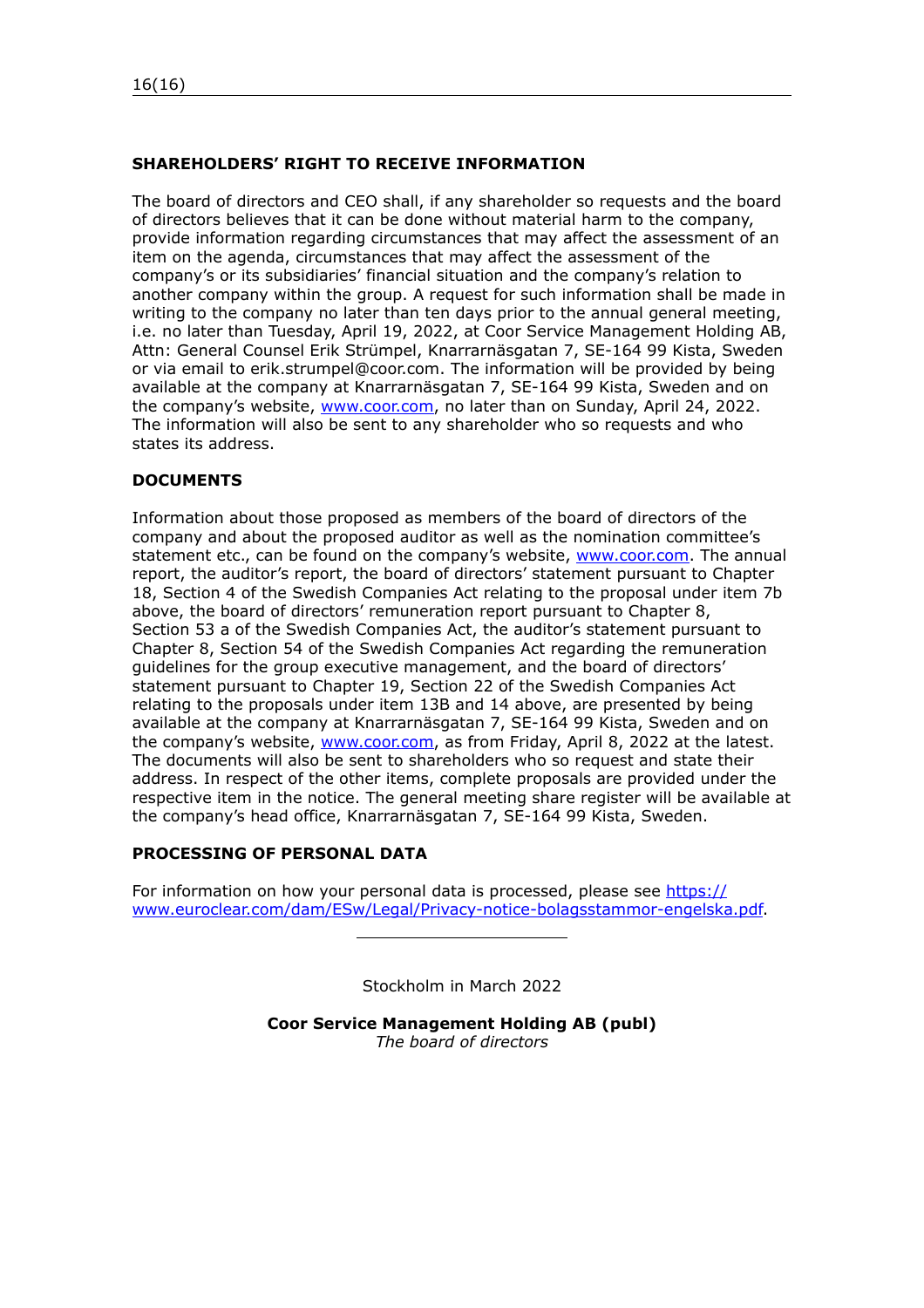## SHAREHOLDERS' RIGHT TO RECEIVE INFORMATION

The board of directors and CEO shall, if any shareholder so requests and the board of directors believes that it can be done without material harm to the company, provide information regarding circumstances that may affect the assessment of an item on the agenda, circumstances that may affect the assessment of the company's or its subsidiaries' financial situation and the company's relation to another company within the group. A request for such information shall be made in writing to the company no later than ten days prior to the annual general meeting, i.e. no later than Tuesday, April 19, 2022, at Coor Service Management Holding AB, Attn: General Counsel Erik Strümpel, Knarrarnäsgatan 7, SE-164 99 Kista, Sweden or via email to erik.strumpel@coor.com. The information will be provided by being available at the company at Knarrarnäsgatan 7, SE-164 99 Kista, Sweden and on the company's website, www.coor.com, no later than on Sunday, April 24, 2022. The information will also be sent to any shareholder who so requests and who states its address.

## DOCUMENTS

Information about those proposed as members of the board of directors of the company and about the proposed auditor as well as the nomination committee's statement etc., can be found on the company's website, www.coor.com. The annual report, the auditor's report, the board of directors' statement pursuant to Chapter 18, Section 4 of the Swedish Companies Act relating to the proposal under item 7b above, the board of directors' remuneration report pursuant to Chapter 8, Section 53 a of the Swedish Companies Act, the auditor's statement pursuant to Chapter 8, Section 54 of the Swedish Companies Act regarding the remuneration guidelines for the group executive management, and the board of directors' statement pursuant to Chapter 19, Section 22 of the Swedish Companies Act relating to the proposals under item 13B and 14 above, are presented by being available at the company at Knarrarnäsgatan 7, SE-164 99 Kista, Sweden and on the company's website, www.coor.com, as from Friday, April 8, 2022 at the latest. The documents will also be sent to shareholders who so request and state their address. In respect of the other items, complete proposals are provided under the respective item in the notice. The general meeting share register will be available at the company's head office, Knarrarnäsgatan 7, SE-164 99 Kista, Sweden.

## PROCESSING OF PERSONAL DATA

For information on how your personal data is processed, please see https://www.euroclear.com/dam/ESw/Legal/Privacy-notice-bolagsstammor-engelska.pdf.

---

Stockholm in March 2022

**Coor Service Management Holding AB (publ)**
*The board of directors*